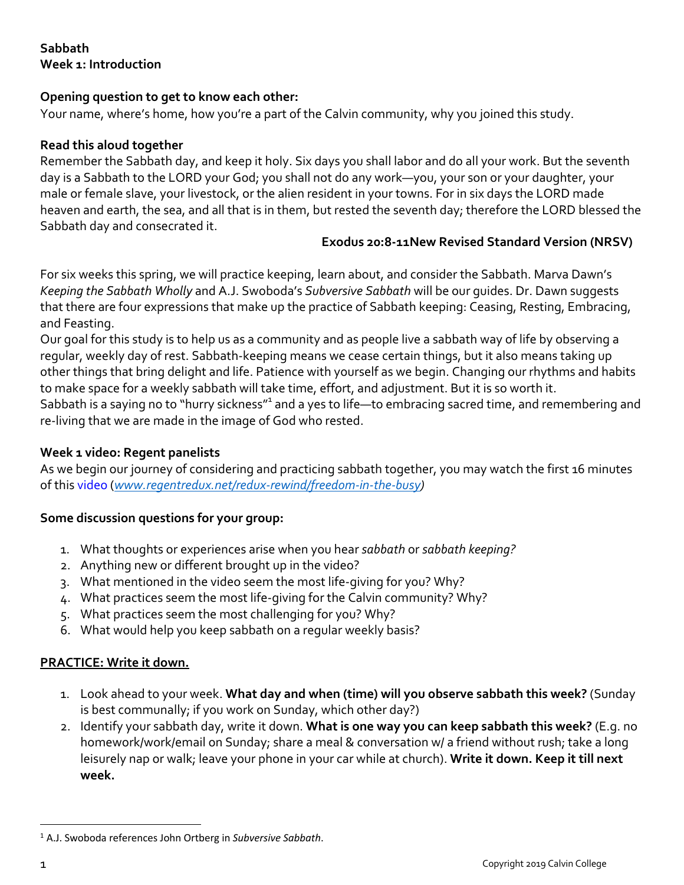**Sabbath**
**Week 1: Introduction**

**Opening question to get to know each other:**
Your name, where's home, how you're a part of the Calvin community, why you joined this study.

**Read this aloud together**
Remember the Sabbath day, and keep it holy. Six days you shall labor and do all your work. But the seventh day is a Sabbath to the LORD your God; you shall not do any work—you, your son or your daughter, your male or female slave, your livestock, or the alien resident in your towns. For in six days the LORD made heaven and earth, the sea, and all that is in them, but rested the seventh day; therefore the LORD blessed the Sabbath day and consecrated it.

**Exodus 20:8-11New Revised Standard Version (NRSV)**

For six weeks this spring, we will practice keeping, learn about, and consider the Sabbath. Marva Dawn's *Keeping the Sabbath Wholly* and A.J. Swoboda's *Subversive Sabbath* will be our guides. Dr. Dawn suggests that there are four expressions that make up the practice of Sabbath keeping: Ceasing, Resting, Embracing, and Feasting.
Our goal for this study is to help us as a community and as people live a sabbath way of life by observing a regular, weekly day of rest. Sabbath-keeping means we cease certain things, but it also means taking up other things that bring delight and life. Patience with yourself as we begin. Changing our rhythms and habits to make space for a weekly sabbath will take time, effort, and adjustment. But it is so worth it.
Sabbath is a saying no to "hurry sickness"[1] and a yes to life—to embracing sacred time, and remembering and re-living that we are made in the image of God who rested.

**Week 1 video: Regent panelists**
As we begin our journey of considering and practicing sabbath together, you may watch the first 16 minutes of this video (*www.regentredux.net/redux-rewind/freedom-in-the-busy)*

**Some discussion questions for your group:**

1. What thoughts or experiences arise when you hear *sabbath* or *sabbath keeping?*
2. Anything new or different brought up in the video?
3. What mentioned in the video seem the most life-giving for you? Why?
4. What practices seem the most life-giving for the Calvin community? Why?
5. What practices seem the most challenging for you? Why?
6. What would help you keep sabbath on a regular weekly basis?

**PRACTICE: Write it down.**

1. Look ahead to your week. **What day and when (time) will you observe sabbath this week?** (Sunday is best communally; if you work on Sunday, which other day?)
2. Identify your sabbath day, write it down. **What is one way you can keep sabbath this week?** (E.g. no homework/work/email on Sunday; share a meal & conversation w/ a friend without rush; take a long leisurely nap or walk; leave your phone in your car while at church). **Write it down. Keep it till next week.**

[1] A.J. Swoboda references John Ortberg in *Subversive Sabbath*.

Copyright 2019 Calvin College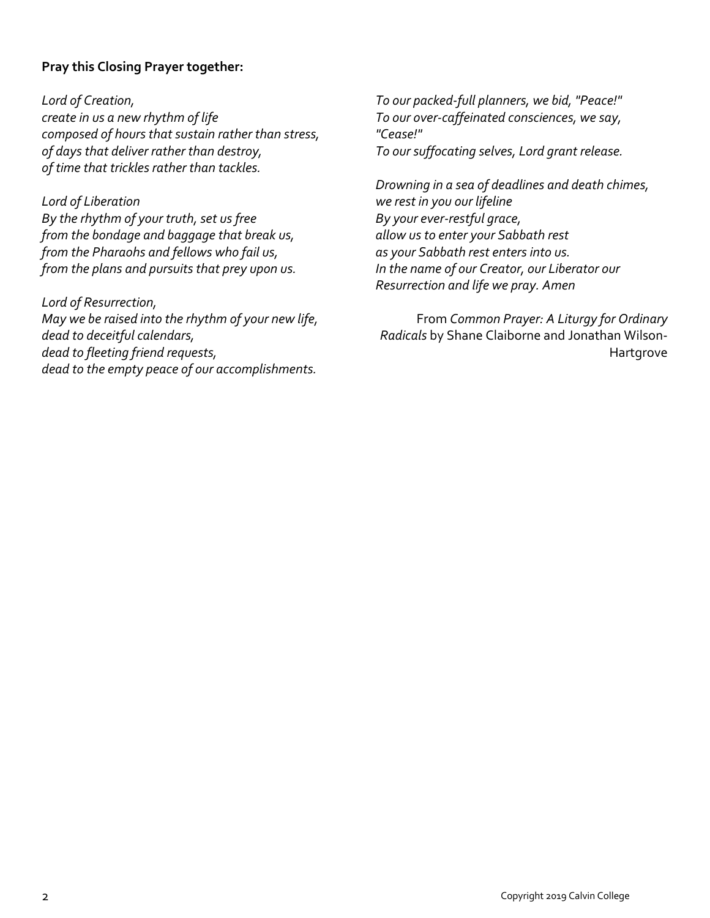**Pray this Closing Prayer together:**

*Lord of Creation,*
*create in us a new rhythm of life*
*composed of hours that sustain rather than stress,*
*of days that deliver rather than destroy,*
*of time that trickles rather than tackles.*

*Lord of Liberation*
*By the rhythm of your truth, set us free*
*from the bondage and baggage that break us,*
*from the Pharaohs and fellows who fail us,*
*from the plans and pursuits that prey upon us.*

*Lord of Resurrection,*
*May we be raised into the rhythm of your new life,*
*dead to deceitful calendars,*
*dead to fleeting friend requests,*
*dead to the empty peace of our accomplishments.*

*To our packed-full planners, we bid, "Peace!"*
*To our over-caffeinated consciences, we say, "Cease!"*
*To our suffocating selves, Lord grant release.*

*Drowning in a sea of deadlines and death chimes,*
*we rest in you our lifeline*
*By your ever-restful grace,*
*allow us to enter your Sabbath rest*
*as your Sabbath rest enters into us.*
*In the name of our Creator, our Liberator our Resurrection and life we pray. Amen*

From *Common Prayer: A Liturgy for Ordinary Radicals* by Shane Claiborne and Jonathan Wilson-Hartgrove

Copyright 2019 Calvin College